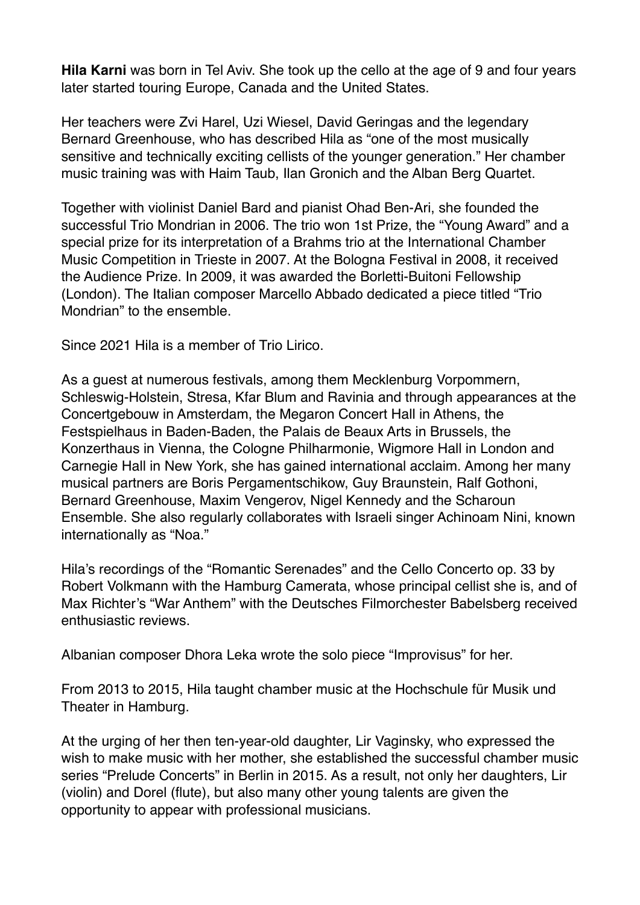**Hila Karni** was born in Tel Aviv. She took up the cello at the age of 9 and four years later started touring Europe, Canada and the United States.

Her teachers were Zvi Harel, Uzi Wiesel, David Geringas and the legendary Bernard Greenhouse, who has described Hila as "one of the most musically sensitive and technically exciting cellists of the younger generation." Her chamber music training was with Haim Taub, Ilan Gronich and the Alban Berg Quartet.

Together with violinist Daniel Bard and pianist Ohad Ben-Ari, she founded the successful Trio Mondrian in 2006. The trio won 1st Prize, the "Young Award" and a special prize for its interpretation of a Brahms trio at the International Chamber Music Competition in Trieste in 2007. At the Bologna Festival in 2008, it received the Audience Prize. In 2009, it was awarded the Borletti-Buitoni Fellowship (London). The Italian composer Marcello Abbado dedicated a piece titled "Trio Mondrian" to the ensemble.

Since 2021 Hila is a member of Trio Lirico.

As a guest at numerous festivals, among them Mecklenburg Vorpommern, Schleswig-Holstein, Stresa, Kfar Blum and Ravinia and through appearances at the Concertgebouw in Amsterdam, the Megaron Concert Hall in Athens, the Festspielhaus in Baden-Baden, the Palais de Beaux Arts in Brussels, the Konzerthaus in Vienna, the Cologne Philharmonie, Wigmore Hall in London and Carnegie Hall in New York, she has gained international acclaim. Among her many musical partners are Boris Pergamentschikow, Guy Braunstein, Ralf Gothoni, Bernard Greenhouse, Maxim Vengerov, Nigel Kennedy and the Scharoun Ensemble. She also regularly collaborates with Israeli singer Achinoam Nini, known internationally as "Noa."

Hila's recordings of the "Romantic Serenades" and the Cello Concerto op. 33 by Robert Volkmann with the Hamburg Camerata, whose principal cellist she is, and of Max Richter's "War Anthem" with the Deutsches Filmorchester Babelsberg received enthusiastic reviews.

Albanian composer Dhora Leka wrote the solo piece "Improvisus" for her.

From 2013 to 2015, Hila taught chamber music at the Hochschule für Musik und Theater in Hamburg.

At the urging of her then ten-year-old daughter, Lir Vaginsky, who expressed the wish to make music with her mother, she established the successful chamber music series "Prelude Concerts" in Berlin in 2015. As a result, not only her daughters, Lir (violin) and Dorel (flute), but also many other young talents are given the opportunity to appear with professional musicians.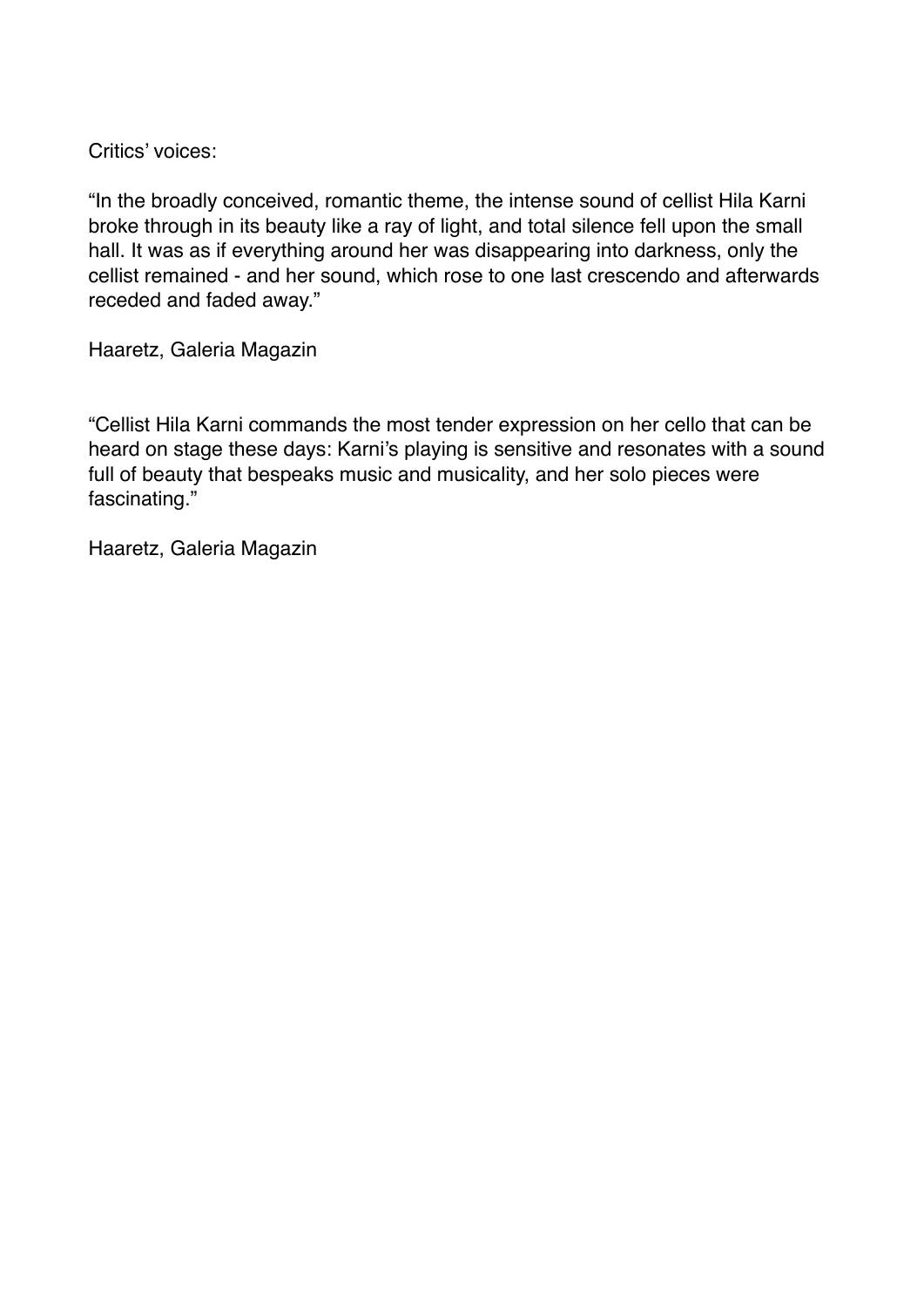Critics' voices:

"In the broadly conceived, romantic theme, the intense sound of cellist Hila Karni broke through in its beauty like a ray of light, and total silence fell upon the small hall. It was as if everything around her was disappearing into darkness, only the cellist remained - and her sound, which rose to one last crescendo and afterwards receded and faded away."

Haaretz, Galeria Magazin

"Cellist Hila Karni commands the most tender expression on her cello that can be heard on stage these days: Karni's playing is sensitive and resonates with a sound full of beauty that bespeaks music and musicality, and her solo pieces were fascinating."

Haaretz, Galeria Magazin